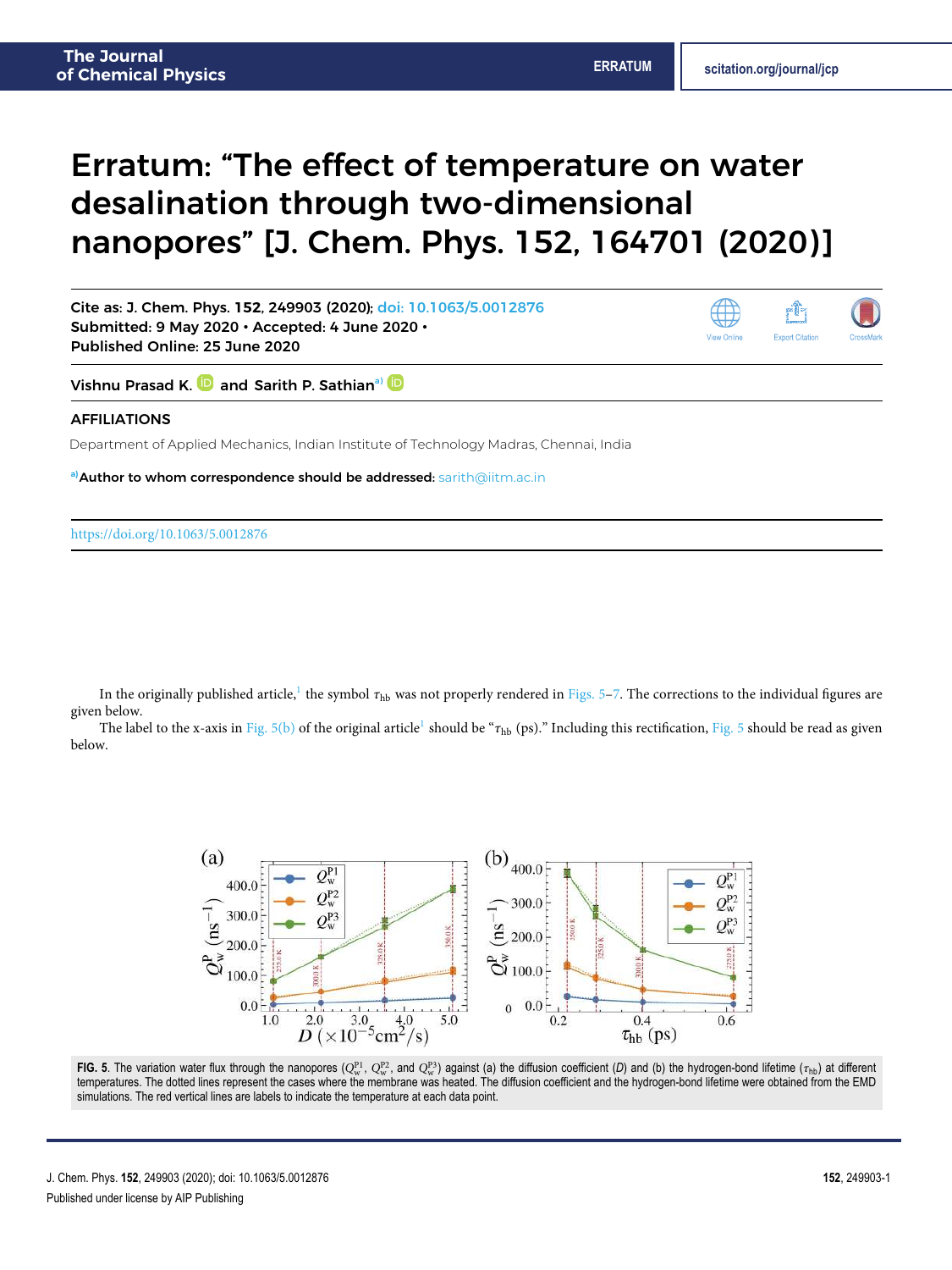# Erratum: "The effect of temperature on water desalination through two-dimensional nanopores" [J. Chem. Phys. 152, 164701 (2020)]

Cite as: J. Chem. Phys. **152**, 249903 (2020); doi: 10.1063/5.0012876
Submitted: 9 May 2020 • Accepted: 4 June 2020 •
Published Online: 25 June 2020

Vishnu Prasad K. and Sarith P. Sathian[a)]

## AFFILIATIONS

Department of Applied Mechanics, Indian Institute of Technology Madras, Chennai, India

[a)]Author to whom correspondence should be addressed: sarith@iitm.ac.in

https://doi.org/10.1063/5.0012876

In the originally published article,[1] the symbol $\tau_{\mathrm{hb}}$ was not properly rendered in Figs. 5–7. The corrections to the individual figures are given below.

The label to the x-axis in Fig. 5(b) of the original article[1] should be "$\tau_{\mathrm{hb}}$ (ps)." Including this rectification, Fig. 5 should be read as given below.

(a)
$Q_w^{P1}$
$Q_w^{P2}$
$Q_w^{P3}$
$Q_w^P$ (ns$^{-1}$)
400.0
300.0
200.0
100.0
0.0
275.0 K
300.0 K
325.0 K
350.0 K
1.0 2.0 3.0 4.0 5.0
$D$ ($\times 10^{-5}$cm$^2$/s)

(b)
$Q_w^{P1}$
$Q_w^{P2}$
$Q_w^{P3}$
$Q_w^P$ (ns$^{-1}$)
400.0
300.0
200.0
100.0
0 0.0
350.0 K
325.0 K
300.0 K
275.0 K
0.2 0.4 0.6
$\tau_{\mathrm{hb}}$ (ps)

**FIG. 5**. The variation water flux through the nanopores ($Q_w^{P1}$, $Q_w^{P2}$, and $Q_w^{P3}$) against (a) the diffusion coefficient ($D$) and (b) the hydrogen-bond lifetime ($\tau_{\mathrm{hb}}$) at different temperatures. The dotted lines represent the cases where the membrane was heated. The diffusion coefficient and the hydrogen-bond lifetime were obtained from the EMD simulations. The red vertical lines are labels to indicate the temperature at each data point.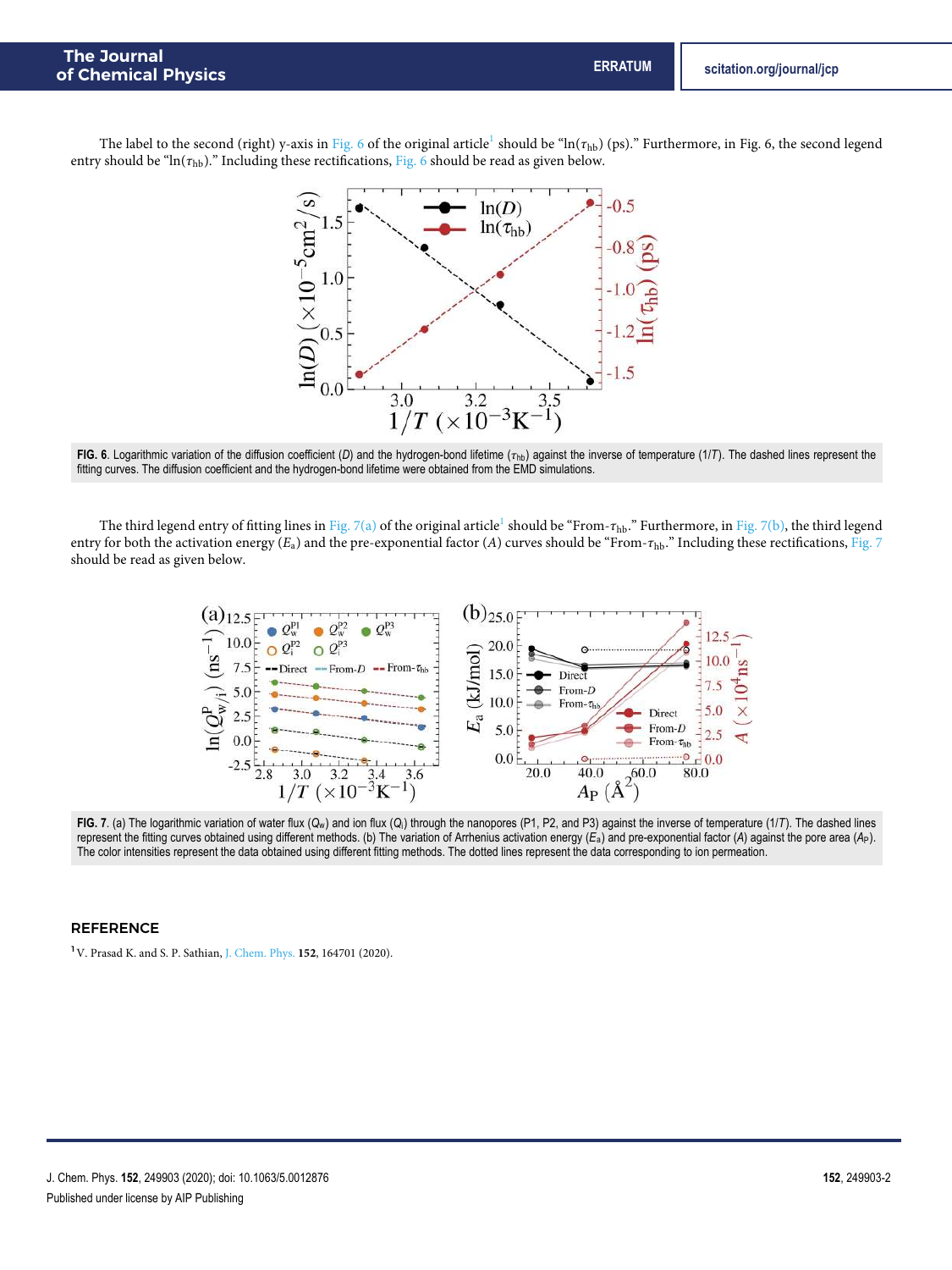The label to the second (right) y-axis in Fig. 6 of the original article[1] should be "ln($\tau_{hb}$) (ps)." Furthermore, in Fig. 6, the second legend entry should be "ln($\tau_{hb}$)." Including these rectifications, Fig. 6 should be read as given below.

ln(D)
ln(τhb)
ln(D) (×10⁻⁵cm²/s)
ln(τhb) (ps)
1/T (×10⁻³K⁻¹)
0.0
0.5
1.0
1.5
-0.5
-0.8
-1.0
-1.2
-1.5
3.0
3.2
3.5

**FIG. 6**. Logarithmic variation of the diffusion coefficient ($D$) and the hydrogen-bond lifetime ($\tau_{hb}$) against the inverse of temperature ($1/T$). The dashed lines represent the fitting curves. The diffusion coefficient and the hydrogen-bond lifetime were obtained from the EMD simulations.

The third legend entry of fitting lines in Fig. 7(a) of the original article[1] should be "From-$\tau_{hb}$." Furthermore, in Fig. 7(b), the third legend entry for both the activation energy ($E_a$) and the pre-exponential factor ($A$) curves should be "From-$\tau_{hb}$." Including these rectifications, Fig. 7 should be read as given below.

(a)
$Q_w^{P1}$ $Q_w^{P2}$ $Q_w^{P3}$
$Q_i^{P2}$ $Q_i^{P3}$
Direct
From-D
From-τhb
ln(Q^P_w/i) (ns⁻¹)
1/T (×10⁻³K⁻¹)
12.5
10.0
7.5
5.0
2.5
0.0
-2.5
2.8
3.0
3.2
3.4
3.6

(b)
Direct
From-D
From-τhb
Direct
From-D
From-τhb
Ea (kJ/mol)
A (×10⁴ns⁻¹)
A_P (Å²)
25.0
20.0
15.0
10.0
5.0
0.0
12.5
10.0
7.5
5.0
2.5
0.0
20.0
40.0
60.0
80.0

**FIG. 7**. (a) The logarithmic variation of water flux ($Q_w$) and ion flux ($Q_i$) through the nanopores (P1, P2, and P3) against the inverse of temperature ($1/T$). The dashed lines represent the fitting curves obtained using different methods. (b) The variation of Arrhenius activation energy ($E_a$) and pre-exponential factor ($A$) against the pore area ($A_P$). The color intensities represent the data obtained using different fitting methods. The dotted lines represent the data corresponding to ion permeation.

## REFERENCE

[1] V. Prasad K. and S. P. Sathian, J. Chem. Phys. **152**, 164701 (2020).